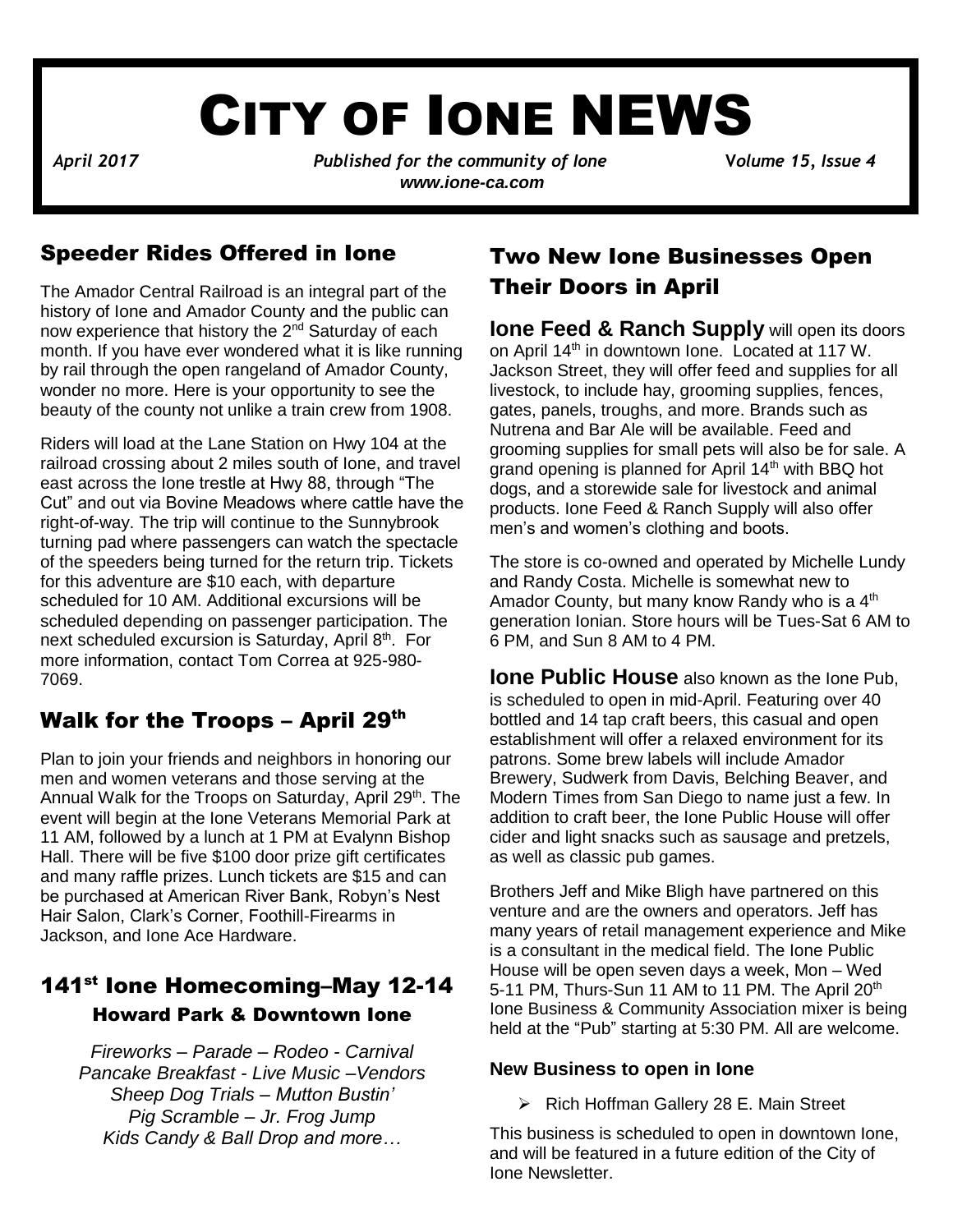# CITY OF IONE NEWS

*April 2017* *Published for the community of Ione* **Volume 15, Issue 4**

*www.ione-ca.com*

## Speeder Rides Offered in Ione

The Amador Central Railroad is an integral part of the history of Ione and Amador County and the public can now experience that history the 2nd Saturday of each month. If you have ever wondered what it is like running by rail through the open rangeland of Amador County, wonder no more. Here is your opportunity to see the beauty of the county not unlike a train crew from 1908.

Riders will load at the Lane Station on Hwy 104 at the railroad crossing about 2 miles south of Ione, and travel east across the Ione trestle at Hwy 88, through "The Cut" and out via Bovine Meadows where cattle have the right-of-way. The trip will continue to the Sunnybrook turning pad where passengers can watch the spectacle of the speeders being turned for the return trip. Tickets for this adventure are $10 each, with departure scheduled for 10 AM. Additional excursions will be scheduled depending on passenger participation. The next scheduled excursion is Saturday, April 8th. For more information, contact Tom Correa at 925-980-7069.

## Walk for the Troops – April 29th

Plan to join your friends and neighbors in honoring our men and women veterans and those serving at the Annual Walk for the Troops on Saturday, April 29th. The event will begin at the Ione Veterans Memorial Park at 11 AM, followed by a lunch at 1 PM at Evalynn Bishop Hall. There will be five $100 door prize gift certificates and many raffle prizes. Lunch tickets are $15 and can be purchased at American River Bank, Robyn's Nest Hair Salon, Clark's Corner, Foothill-Firearms in Jackson, and Ione Ace Hardware.

## 141st Ione Homecoming–May 12-14

### Howard Park & Downtown Ione

*Fireworks – Parade – Rodeo - Carnival*
*Pancake Breakfast - Live Music –Vendors*
*Sheep Dog Trials – Mutton Bustin'*
*Pig Scramble – Jr. Frog Jump*
*Kids Candy & Ball Drop and more…*

## Two New Ione Businesses Open Their Doors in April

**Ione Feed & Ranch Supply** will open its doors on April 14th in downtown Ione. Located at 117 W. Jackson Street, they will offer feed and supplies for all livestock, to include hay, grooming supplies, fences, gates, panels, troughs, and more. Brands such as Nutrena and Bar Ale will be available. Feed and grooming supplies for small pets will also be for sale. A grand opening is planned for April 14th with BBQ hot dogs, and a storewide sale for livestock and animal products. Ione Feed & Ranch Supply will also offer men's and women's clothing and boots.

The store is co-owned and operated by Michelle Lundy and Randy Costa. Michelle is somewhat new to Amador County, but many know Randy who is a 4th generation Ionian. Store hours will be Tues-Sat 6 AM to 6 PM, and Sun 8 AM to 4 PM.

**Ione Public House** also known as the Ione Pub, is scheduled to open in mid-April. Featuring over 40 bottled and 14 tap craft beers, this casual and open establishment will offer a relaxed environment for its patrons. Some brew labels will include Amador Brewery, Sudwerk from Davis, Belching Beaver, and Modern Times from San Diego to name just a few. In addition to craft beer, the Ione Public House will offer cider and light snacks such as sausage and pretzels, as well as classic pub games.

Brothers Jeff and Mike Bligh have partnered on this venture and are the owners and operators. Jeff has many years of retail management experience and Mike is a consultant in the medical field. The Ione Public House will be open seven days a week, Mon – Wed 5-11 PM, Thurs-Sun 11 AM to 11 PM. The April 20th Ione Business & Community Association mixer is being held at the "Pub" starting at 5:30 PM. All are welcome.

#### New Business to open in Ione

- Rich Hoffman Gallery 28 E. Main Street

This business is scheduled to open in downtown Ione, and will be featured in a future edition of the City of Ione Newsletter.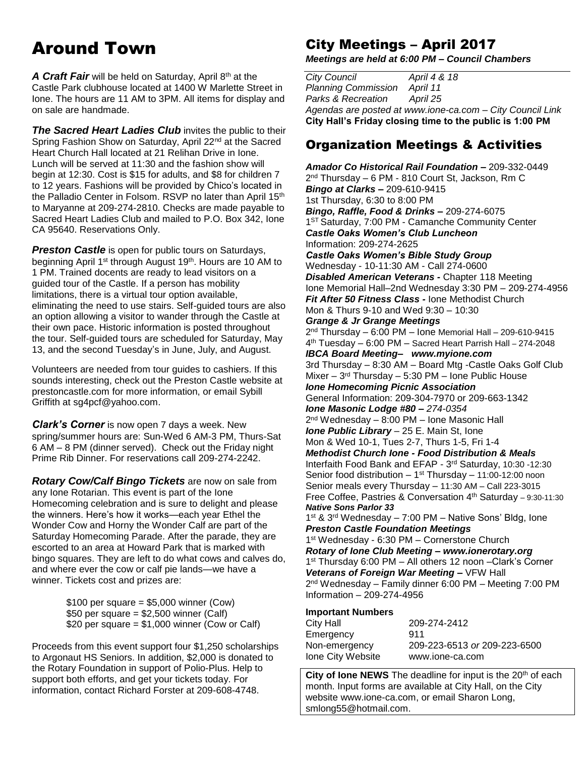# Around Town

***A Craft Fair*** will be held on Saturday, April 8th at the Castle Park clubhouse located at 1400 W Marlette Street in Ione. The hours are 11 AM to 3PM. All items for display and on sale are handmade.

***The Sacred Heart Ladies Club*** invites the public to their Spring Fashion Show on Saturday, April 22nd at the Sacred Heart Church Hall located at 21 Relihan Drive in Ione. Lunch will be served at 11:30 and the fashion show will begin at 12:30. Cost is $15 for adults, and $8 for children 7 to 12 years. Fashions will be provided by Chico's located in the Palladio Center in Folsom. RSVP no later than April 15th to Maryanne at 209-274-2810. Checks are made payable to Sacred Heart Ladies Club and mailed to P.O. Box 342, Ione CA 95640. Reservations Only.

***Preston Castle*** is open for public tours on Saturdays, beginning April 1st through August 19th. Hours are 10 AM to 1 PM. Trained docents are ready to lead visitors on a guided tour of the Castle. If a person has mobility limitations, there is a virtual tour option available, eliminating the need to use stairs. Self-guided tours are also an option allowing a visitor to wander through the Castle at their own pace. Historic information is posted throughout the tour. Self-guided tours are scheduled for Saturday, May 13, and the second Tuesday's in June, July, and August.

Volunteers are needed from tour guides to cashiers. If this sounds interesting, check out the Preston Castle website at prestoncastle.com for more information, or email Sybill Griffith at sg4pcf@yahoo.com.

***Clark's Corner*** is now open 7 days a week. New spring/summer hours are: Sun-Wed 6 AM-3 PM, Thurs-Sat 6 AM – 8 PM (dinner served). Check out the Friday night Prime Rib Dinner. For reservations call 209-274-2242.

***Rotary Cow/Calf Bingo Tickets*** are now on sale from any Ione Rotarian. This event is part of the Ione Homecoming celebration and is sure to delight and please the winners. Here's how it works—each year Ethel the Wonder Cow and Horny the Wonder Calf are part of the Saturday Homecoming Parade. After the parade, they are escorted to an area at Howard Park that is marked with bingo squares. They are left to do what cows and calves do, and where ever the cow or calf pie lands—we have a winner. Tickets cost and prizes are:

$100 per square = $5,000 winner (Cow)
$50 per square = $2,500 winner (Calf)
$20 per square = $1,000 winner (Cow or Calf)

Proceeds from this event support four $1,250 scholarships to Argonaut HS Seniors. In addition, $2,000 is donated to the Rotary Foundation in support of Polio-Plus. Help to support both efforts, and get your tickets today. For information, contact Richard Forster at 209-608-4748.

# City Meetings – April 2017

***Meetings are held at 6:00 PM – Council Chambers***

| | |
|---|---|
| *City Council* | *April 4 & 18* |
| *Planning Commission* | *April 11* |
| *Parks & Recreation* | *April 25* |

*Agendas are posted at www.ione-ca.com – City Council Link*

**City Hall's Friday closing time to the public is 1:00 PM**

# Organization Meetings & Activities

***Amador Co Historical Rail Foundation –*** 209-332-0449
2nd Thursday – 6 PM - 810 Court St, Jackson, Rm C

***Bingo at Clarks –*** 209-610-9415
1st Thursday, 6:30 to 8:00 PM

***Bingo, Raffle, Food & Drinks –*** 209-274-6075
1ST Saturday, 7:00 PM - Camanche Community Center

***Castle Oaks Women's Club Luncheon***
Information: 209-274-2625

***Castle Oaks Women's Bible Study Group***
Wednesday - 10-11:30 AM - Call 274-0600

***Disabled American Veterans -*** Chapter 118 Meeting
Ione Memorial Hall–2nd Wednesday 3:30 PM – 209-274-4956

***Fit After 50 Fitness Class -*** Ione Methodist Church
Mon & Thurs 9-10 and Wed 9:30 – 10:30

***Grange & Jr Grange Meetings***
2nd Thursday – 6:00 PM – Ione Memorial Hall – 209-610-9415
4th Tuesday – 6:00 PM – Sacred Heart Parrish Hall – 274-2048

***IBCA Board Meeting– www.myione.com***
3rd Thursday – 8:30 AM – Board Mtg -Castle Oaks Golf Club
Mixer – 3rd Thursday – 5:30 PM – Ione Public House

***Ione Homecoming Picnic Association***
General Information: 209-304-7970 or 209-663-1342

***Ione Masonic Lodge #80 –*** *274-0354*
2nd Wednesday – 8:00 PM – Ione Masonic Hall

***Ione Public Library*** – 25 E. Main St, Ione
Mon & Wed 10-1, Tues 2-7, Thurs 1-5, Fri 1-4

***Methodist Church Ione - Food Distribution & Meals***
Interfaith Food Bank and EFAP - 3rd Saturday, 10:30 -12:30
Senior food distribution – 1st Thursday – 11:00-12:00 noon
Senior meals every Thursday – 11:30 AM – Call 223-3015
Free Coffee, Pastries & Conversation 4th Saturday – 9:30-11:30

***Native Sons Parlor 33***
1st & 3rd Wednesday – 7:00 PM – Native Sons' Bldg, Ione

***Preston Castle Foundation Meetings***
1st Wednesday - 6:30 PM – Cornerstone Church

***Rotary of Ione Club Meeting – www.ionerotary.org***
1st Thursday 6:00 PM – All others 12 noon –Clark's Corner

***Veterans of Foreign War Meeting –*** VFW Hall
2nd Wednesday – Family dinner 6:00 PM – Meeting 7:00 PM
Information – 209-274-4956

**Important Numbers**

| | |
|---|---|
| City Hall | 209-274-2412 |
| Emergency | 911 |
| Non-emergency | 209-223-6513 *or* 209-223-6500 |
| Ione City Website | www.ione-ca.com |

**City of Ione NEWS** The deadline for input is the 20th of each month. Input forms are available at City Hall, on the City website www.ione-ca.com, or email Sharon Long, smlong55@hotmail.com.